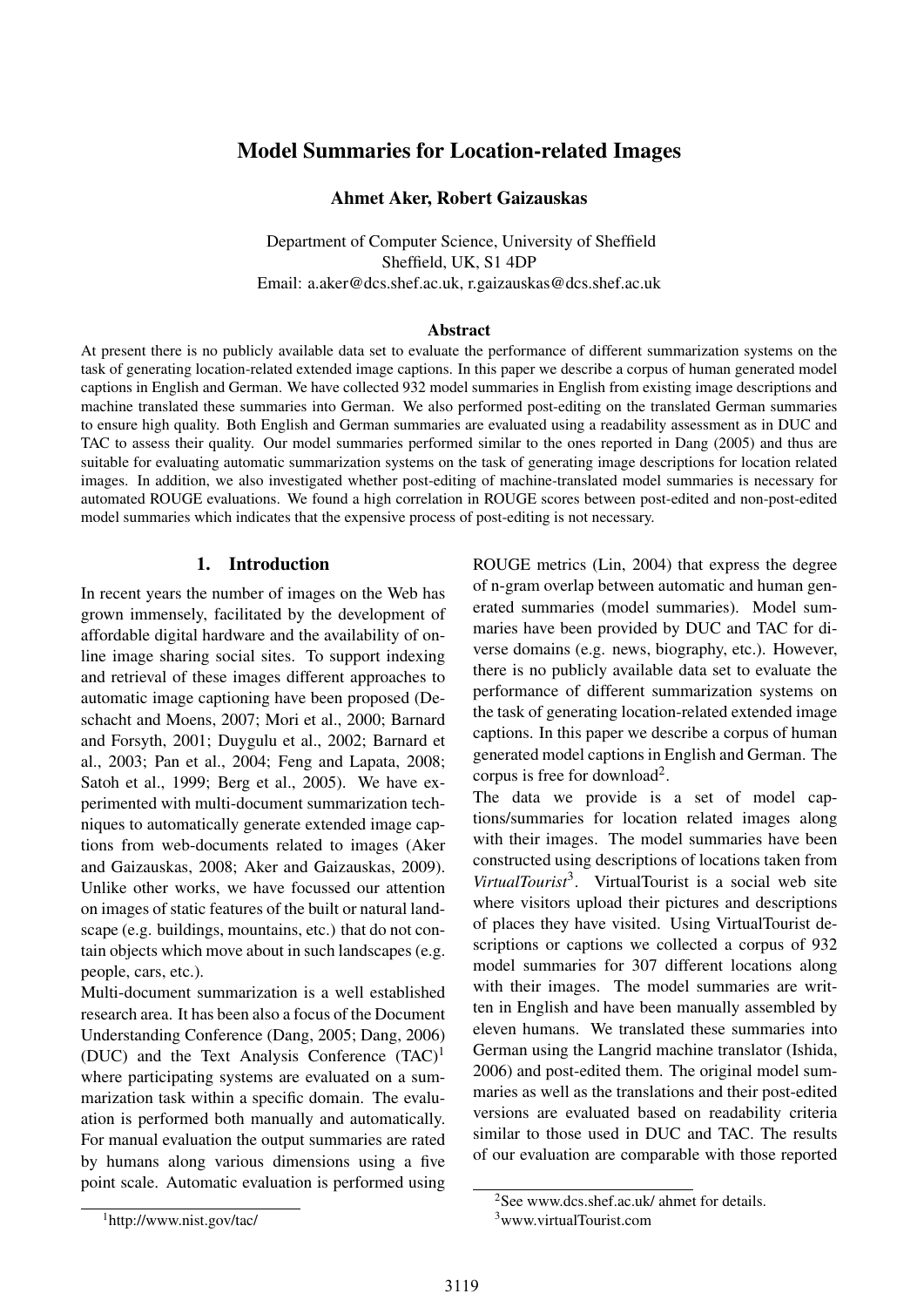# Model Summaries for Location-related Images

**Ahmet Aker, Robert Gaizauskas**

Department of Computer Science, University of Sheffield
Sheffield, UK, S1 4DP
Email: a.aker@dcs.shef.ac.uk, r.gaizauskas@dcs.shef.ac.uk

## Abstract

At present there is no publicly available data set to evaluate the performance of different summarization systems on the task of generating location-related extended image captions. In this paper we describe a corpus of human generated model captions in English and German. We have collected 932 model summaries in English from existing image descriptions and machine translated these summaries into German. We also performed post-editing on the translated German summaries to ensure high quality. Both English and German summaries are evaluated using a readability assessment as in DUC and TAC to assess their quality. Our model summaries performed similar to the ones reported in Dang (2005) and thus are suitable for evaluating automatic summarization systems on the task of generating image descriptions for location related images. In addition, we also investigated whether post-editing of machine-translated model summaries is necessary for automated ROUGE evaluations. We found a high correlation in ROUGE scores between post-edited and non-post-edited model summaries which indicates that the expensive process of post-editing is not necessary.

## 1. Introduction

In recent years the number of images on the Web has grown immensely, facilitated by the development of affordable digital hardware and the availability of online image sharing social sites. To support indexing and retrieval of these images different approaches to automatic image captioning have been proposed (Deschacht and Moens, 2007; Mori et al., 2000; Barnard and Forsyth, 2001; Duygulu et al., 2002; Barnard et al., 2003; Pan et al., 2004; Feng and Lapata, 2008; Satoh et al., 1999; Berg et al., 2005). We have experimented with multi-document summarization techniques to automatically generate extended image captions from web-documents related to images (Aker and Gaizauskas, 2008; Aker and Gaizauskas, 2009). Unlike other works, we have focussed our attention on images of static features of the built or natural landscape (e.g. buildings, mountains, etc.) that do not contain objects which move about in such landscapes (e.g. people, cars, etc.).

Multi-document summarization is a well established research area. It has been also a focus of the Document Understanding Conference (Dang, 2005; Dang, 2006) (DUC) and the Text Analysis Conference (TAC)[1] where participating systems are evaluated on a summarization task within a specific domain. The evaluation is performed both manually and automatically. For manual evaluation the output summaries are rated by humans along various dimensions using a five point scale. Automatic evaluation is performed using ROUGE metrics (Lin, 2004) that express the degree of n-gram overlap between automatic and human generated summaries (model summaries). Model summaries have been provided by DUC and TAC for diverse domains (e.g. news, biography, etc.). However, there is no publicly available data set to evaluate the performance of different summarization systems on the task of generating location-related image captions. In this paper we describe a corpus of human generated model captions in English and German. The corpus is free for download[2].

The data we provide is a set of model captions/summaries for location related images along with their images. The model summaries have been constructed using descriptions of locations taken from *VirtualTourist*[3]. VirtualTourist is a social web site where visitors upload their pictures and descriptions of places they have visited. Using VirtualTourist descriptions or captions we collected a corpus of 932 model summaries for 307 different locations along with their images. The model summaries are written in English and have been manually assembled by eleven humans. We translated these summaries into German using the Langrid machine translator (Ishida, 2006) and post-edited them. The original model summaries as well as the translations and their post-edited versions are evaluated based on readability criteria similar to those used in DUC and TAC. The results of our evaluation are comparable with those reported

[1] http://www.nist.gov/tac/

[2] See www.dcs.shef.ac.uk/ ahmet for details.

[3] www.virtualTourist.com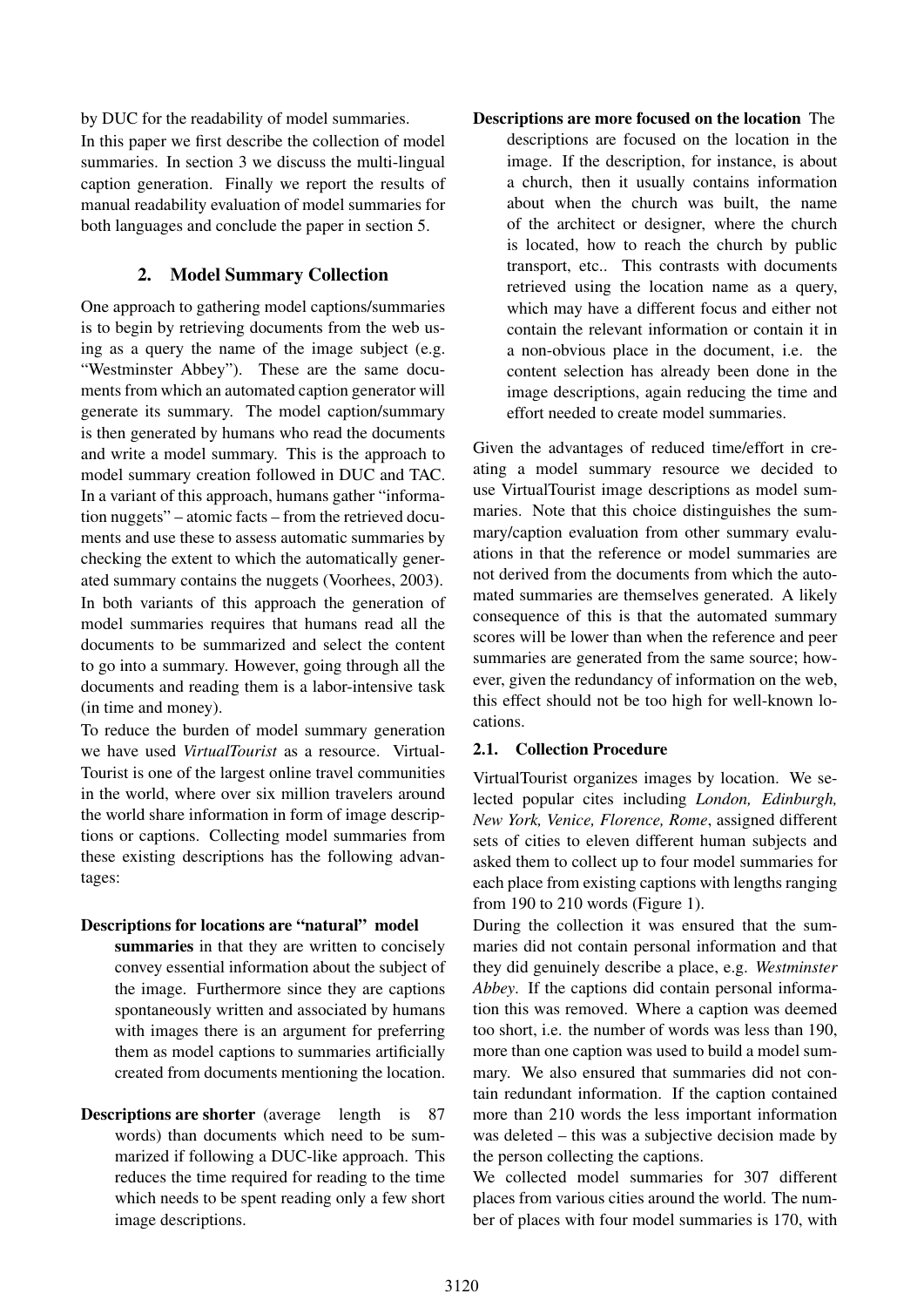by DUC for the readability of model summaries.

In this paper we first describe the collection of model summaries. In section 3 we discuss the multi-lingual caption generation. Finally we report the results of manual readability evaluation of model summaries for both languages and conclude the paper in section 5.

## 2. Model Summary Collection

One approach to gathering model captions/summaries is to begin by retrieving documents from the web using as a query the name of the image subject (e.g. "Westminster Abbey"). These are the same documents from which an automated caption generator will generate its summary. The model caption/summary is then generated by humans who read the documents and write a model summary. This is the approach to model summary creation followed in DUC and TAC. In a variant of this approach, humans gather "information nuggets" – atomic facts – from the retrieved documents and use these to assess automatic summaries by checking the extent to which the automatically generated summary contains the nuggets (Voorhees, 2003).

In both variants of this approach the generation of model summaries requires that humans read all the documents to be summarized and select the content to go into a summary. However, going through all the documents and reading them is a labor-intensive task (in time and money).

To reduce the burden of model summary generation we have used *VirtualTourist* as a resource. VirtualTourist is one of the largest online travel communities in the world, where over six million travelers around the world share information in form of image descriptions or captions. Collecting model summaries from these existing descriptions has the following advantages:

**Descriptions for locations are "natural" model summaries** in that they are written to concisely convey essential information about the subject of the image. Furthermore since they are captions spontaneously written and associated by humans with images there is an argument for preferring them as model captions to summaries artificially created from documents mentioning the location.

**Descriptions are shorter** (average length is 87 words) than documents which need to be summarized if following a DUC-like approach. This reduces the time required for reading to the time which needs to be spent reading only a few short image descriptions.

**Descriptions are more focused on the location** The descriptions are focused on the location in the image. If the description, for instance, is about a church, then it usually contains information about when the church was built, the name of the architect or designer, where the church is located, how to reach the church by public transport, etc.. This contrasts with documents retrieved using the location name as a query, which may have a different focus and either not contain the relevant information or contain it in a non-obvious place in the document, i.e. the content selection has already been done in the image descriptions, again reducing the time and effort needed to create model summaries.

Given the advantages of reduced time/effort in creating a model summary resource we decided to use VirtualTourist image descriptions as model summaries. Note that this choice distinguishes the summary/caption evaluation from other summary evaluations in that the reference or model summaries are not derived from the documents from which the automated summaries are themselves generated. A likely consequence of this is that the automated summary scores will be lower than when the reference and peer summaries are generated from the same source; however, given the redundancy of information on the web, this effect should not be too high for well-known locations.

### 2.1. Collection Procedure

VirtualTourist organizes images by location. We selected popular cites including *London, Edinburgh, New York, Venice, Florence, Rome*, assigned different sets of cities to eleven different human subjects and asked them to collect up to four model summaries for each place from existing captions with lengths ranging from 190 to 210 words (Figure 1).

During the collection it was ensured that the summaries did not contain personal information and that they did genuinely describe a place, e.g. *Westminster Abbey*. If the captions did contain personal information this was removed. Where a caption was deemed too short, i.e. the number of words was less than 190, more than one caption was used to build a model summary. We also ensured that summaries did not contain redundant information. If the caption contained more than 210 words the less important information was deleted – this was a subjective decision made by the person collecting the captions.

We collected model summaries for 307 different places from various cities around the world. The number of places with four model summaries is 170, with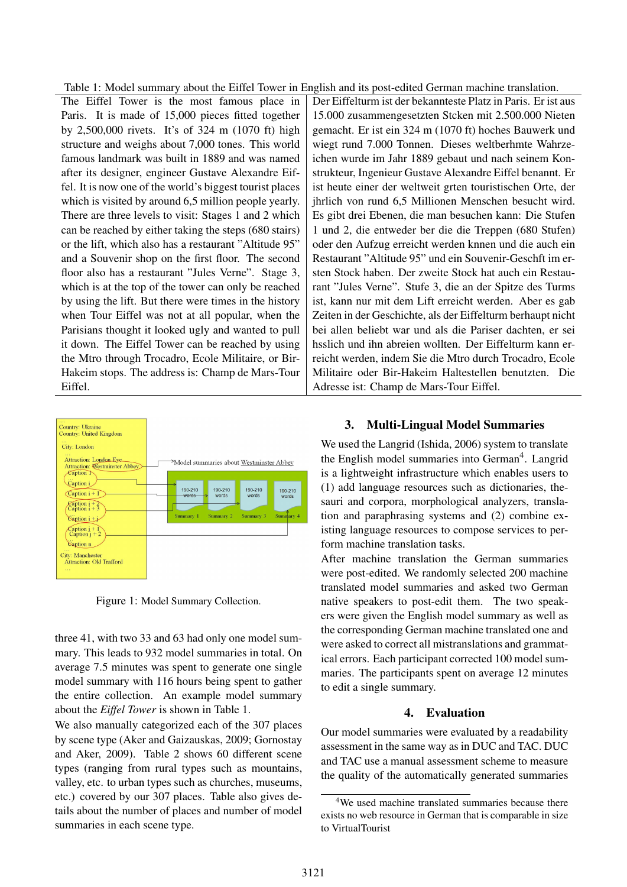Table 1: Model summary about the Eiffel Tower in English and its post-edited German machine translation.

| | |
|---|---|
| The Eiffel Tower is the most famous place in Paris. It is made of 15,000 pieces fitted together by 2,500,000 rivets. It's of 324 m (1070 ft) high structure and weighs about 7,000 tones. This world famous landmark was built in 1889 and was named after its designer, engineer Gustave Alexandre Eiffel. It is now one of the world's biggest tourist places which is visited by around 6,5 million people yearly. There are three levels to visit: Stages 1 and 2 which can be reached by either taking the steps (680 stairs) or the lift, which also has a restaurant "Altitude 95" and a Souvenir shop on the first floor. The second floor also has a restaurant "Jules Verne". Stage 3, which is at the top of the tower can only be reached by using the lift. But there were times in the history when Tour Eiffel was not at all popular, when the Parisians thought it looked ugly and wanted to pull it down. The Eiffel Tower can be reached by using the Mtro through Trocadro, Ecole Militaire, or Bir-Hakeim stops. The address is: Champ de Mars-Tour Eiffel. | Der Eiffelturm ist der bekannteste Platz in Paris. Er ist aus 15.000 zusammengesetzten Stcken mit 2.500.000 Nieten gemacht. Er ist ein 324 m (1070 ft) hoches Bauwerk und wiegt rund 7.000 Tonnen. Dieses weltberhmte Wahrzeichen wurde im Jahr 1889 gebaut und nach seinem Konstrukteur, Ingenieur Gustave Alexandre Eiffel benannt. Er ist heute einer der weltweit grten touristischen Orte, der jhrlich von rund 6,5 Millionen Menschen besucht wird. Es gibt drei Ebenen, die man besuchen kann: Die Stufen 1 und 2, die entweder ber die die Treppen (680 Stufen) oder den Aufzug erreicht werden knnen und die auch ein Restaurant "Altitude 95" und ein Souvenir-Geschft im ersten Stock haben. Der zweite Stock hat auch ein Restaurant "Jules Verne". Stufe 3, die an der Spitze des Turms ist, kann nur mit dem Lift erreicht werden. Aber es gab Zeiten in der Geschichte, als der Eiffelturm berhaupt nicht bei allen beliebt war und als die Pariser dachten, er sei hsslich und ihn abreien wollten. Der Eiffelturm kann erreicht werden, indem Sie die Mtro durch Trocadro, Ecole Militaire oder Bir-Hakeim Haltestellen benutzten. Die Adresse ist: Champ de Mars-Tour Eiffel. |

Figure 1: Model Summary Collection.

three 41, with two 33 and 63 had only one model summary. This leads to 932 model summaries in total. On average 7.5 minutes was spent to generate one single model summary with 116 hours being spent to gather the entire collection. An example model summary about the *Eiffel Tower* is shown in Table 1.

We also manually categorized each of the 307 places by scene type (Aker and Gaizauskas, 2009; Gornostay and Aker, 2009). Table 2 shows 60 different scene types (ranging from rural types such as mountains, valley, etc. to urban types such as churches, museums, etc.) covered by our 307 places. Table also gives details about the number of places and number of model summaries in each scene type.

## 3. Multi-Lingual Model Summaries

We used the Langrid (Ishida, 2006) system to translate the English model summaries into German[4]. Langrid is a lightweight infrastructure which enables users to (1) add language resources such as dictionaries, thesauri and corpora, morphological analyzers, translation and paraphrasing systems and (2) combine existing language resources to compose services to perform machine translation tasks.

After machine translation the German summaries were post-edited. We randomly selected 200 machine translated model summaries and asked two German native speakers to post-edit them. The two speakers were given the English model summary as well as the corresponding German machine translated one and were asked to correct all mistranslations and grammatical errors. Each participant corrected 100 model summaries. The participants spent on average 12 minutes to edit a single summary.

## 4. Evaluation

Our model summaries were evaluated by a readability assessment in the same way as in DUC and TAC. DUC and TAC use a manual assessment scheme to measure the quality of the automatically generated summaries

[4] We used machine translated summaries because there exists no web resource in German that is comparable in size to VirtualTourist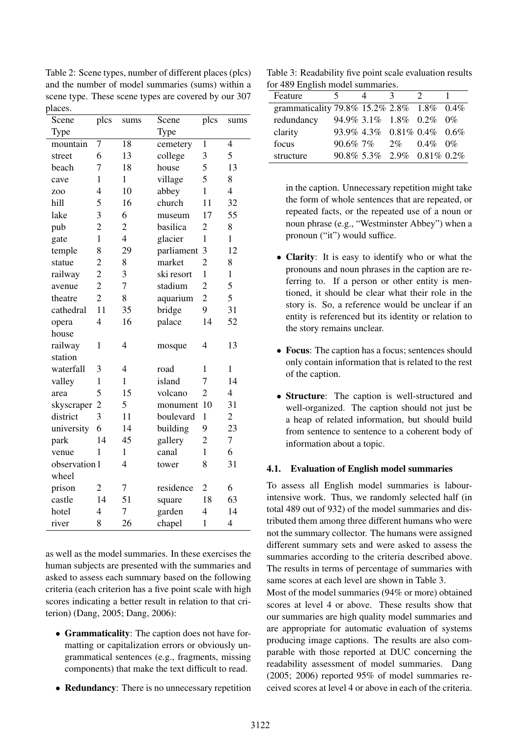Table 2: Scene types, number of different places (plcs) and the number of model summaries (sums) within a scene type. These scene types are covered by our 307 places.

| Scene Type | plcs | sums | Scene Type | plcs | sums |
|---|---|---|---|---|---|
| mountain | 7 | 18 | cemetery | 1 | 4 |
| street | 6 | 13 | college | 3 | 5 |
| beach | 7 | 18 | house | 5 | 13 |
| cave | 1 | 1 | village | 5 | 8 |
| zoo | 4 | 10 | abbey | 1 | 4 |
| hill | 5 | 16 | church | 11 | 32 |
| lake | 3 | 6 | museum | 17 | 55 |
| pub | 2 | 2 | basilica | 2 | 8 |
| gate | 1 | 4 | glacier | 1 | 1 |
| temple | 8 | 29 | parliament | 3 | 12 |
| statue | 2 | 8 | market | 2 | 8 |
| railway | 2 | 3 | ski resort | 1 | 1 |
| avenue | 2 | 7 | stadium | 2 | 5 |
| theatre | 2 | 8 | aquarium | 2 | 5 |
| cathedral | 11 | 35 | bridge | 9 | 31 |
| opera house | 4 | 16 | palace | 14 | 52 |
| railway station | 1 | 4 | mosque | 4 | 13 |
| waterfall | 3 | 4 | road | 1 | 1 |
| valley | 1 | 1 | island | 7 | 14 |
| area | 5 | 15 | volcano | 2 | 4 |
| skyscraper | 2 | 5 | monument | 10 | 31 |
| district | 3 | 11 | boulevard | 1 | 2 |
| university | 6 | 14 | building | 9 | 23 |
| park | 14 | 45 | gallery | 2 | 7 |
| venue | 1 | 1 | canal | 1 | 6 |
| observation wheel | 1 | 4 | tower | 8 | 31 |
| prison | 2 | 7 | residence | 2 | 6 |
| castle | 14 | 51 | square | 18 | 63 |
| hotel | 4 | 7 | garden | 4 | 14 |
| river | 8 | 26 | chapel | 1 | 4 |

as well as the model summaries. In these exercises the human subjects are presented with the summaries and asked to assess each summary based on the following criteria (each criterion has a five point scale with high scores indicating a better result in relation to that criterion) (Dang, 2005; Dang, 2006):

- **Grammaticality**: The caption does not have formatting or capitalization errors or obviously ungrammatical sentences (e.g., fragments, missing components) that make the text difficult to read.
- **Redundancy**: There is no unnecessary repetition in the caption. Unnecessary repetition might take the form of whole sentences that are repeated, or repeated facts, or the repeated use of a noun or noun phrase (e.g., "Westminster Abbey") when a pronoun ("it") would suffice.
- **Clarity**: It is easy to identify who or what the pronouns and noun phrases in the caption are referring to. If a person or other entity is mentioned, it should be clear what their role in the story is. So, a reference would be unclear if an entity is referenced but its identity or relation to the story remains unclear.
- **Focus**: The caption has a focus; sentences should only contain information that is related to the rest of the caption.
- **Structure**: The caption is well-structured and well-organized. The caption should not just be a heap of related information, but should build from sentence to sentence to a coherent body of information about a topic.

Table 3: Readability five point scale evaluation results for 489 English model summaries.

| Feature | 5 | 4 | 3 | 2 | 1 |
|---|---|---|---|---|---|
| grammaticality | 79.8% | 15.2% | 2.8% | 1.8% | 0.4% |
| redundancy | 94.9% | 3.1% | 1.8% | 0.2% | 0% |
| clarity | 93.9% | 4.3% | 0.81% | 0.4% | 0.6% |
| focus | 90.6% | 7% | 2% | 0.4% | 0% |
| structure | 90.8% | 5.3% | 2.9% | 0.81% | 0.2% |

### 4.1. Evaluation of English model summaries

To assess all English model summaries is labour-intensive work. Thus, we randomly selected half (in total 489 out of 932) of the model summaries and distributed them among three different humans who were not the summary collector. The humans were assigned different summary sets and were asked to assess the summaries according to the criteria described above. The results in terms of percentage of summaries with same scores at each level are shown in Table 3.

Most of the model summaries (94% or more) obtained scores at level 4 or above. These results show that our summaries are high quality model summaries and are appropriate for automatic evaluation of systems producing image captions. The results are also comparable with those reported at DUC concerning the readability assessment of model summaries. Dang (2005; 2006) reported 95% of model summaries received scores at level 4 or above in each of the criteria.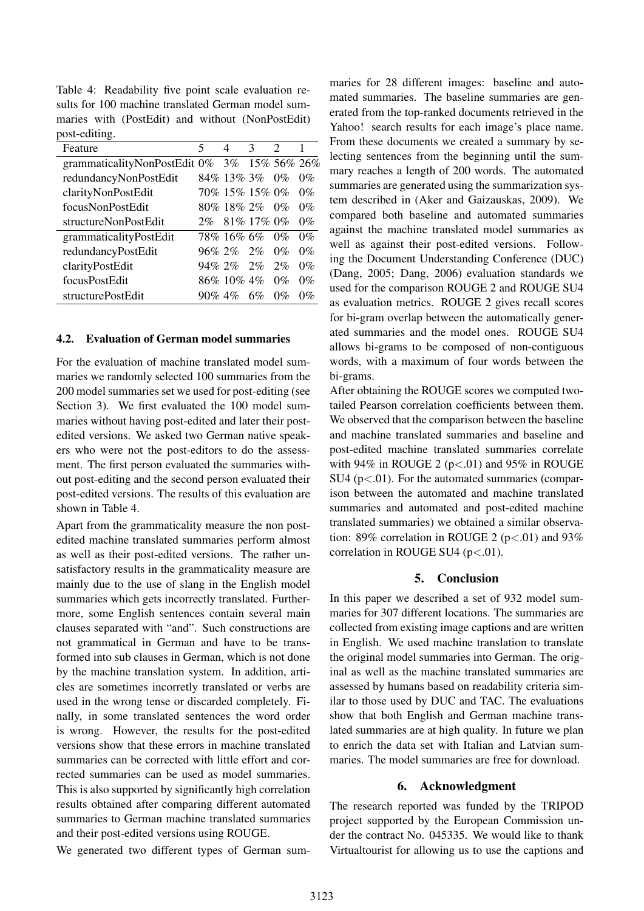Table 4: Readability five point scale evaluation results for 100 machine translated German model summaries with (PostEdit) and without (NonPostEdit) post-editing.

| Feature | 5 | 4 | 3 | 2 | 1 |
|---|---|---|---|---|---|
| grammaticalityNonPostEdit | 0% | 3% | 15% | 56% | 26% |
| redundancyNonPostEdit | 84% | 13% | 3% | 0% | 0% |
| clarityNonPostEdit | 70% | 15% | 15% | 0% | 0% |
| focusNonPostEdit | 80% | 18% | 2% | 0% | 0% |
| structureNonPostEdit | 2% | 81% | 17% | 0% | 0% |
| grammaticalityPostEdit | 78% | 16% | 6% | 0% | 0% |
| redundancyPostEdit | 96% | 2% | 2% | 0% | 0% |
| clarityPostEdit | 94% | 2% | 2% | 2% | 0% |
| focusPostEdit | 86% | 10% | 4% | 0% | 0% |
| structurePostEdit | 90% | 4% | 6% | 0% | 0% |

### 4.2. Evaluation of German model summaries

For the evaluation of machine translated model summaries we randomly selected 100 summaries from the 200 model summaries set we used for post-editing (see Section 3). We first evaluated the 100 model summaries without having post-edited and later their post-edited versions. We asked two German native speakers who were not the post-editors to do the assessment. The first person evaluated the summaries without post-editing and the second person evaluated their post-edited versions. The results of this evaluation are shown in Table 4.

Apart from the grammaticality measure the non post-edited machine translated summaries perform almost as well as their post-edited versions. The rather unsatisfactory results in the grammaticality measure are mainly due to the use of slang in the English model summaries which gets incorrectly translated. Furthermore, some English sentences contain several main clauses separated with "and". Such constructions are not grammatical in German and have to be transformed into sub clauses in German, which is not done by the machine translation system. In addition, articles are sometimes incorrectly translated or verbs are used in the wrong tense or discarded completely. Finally, in some translated sentences the word order is wrong. However, the results for the post-edited versions show that these errors in machine translated summaries can be corrected with little effort and corrected summaries can be used as model summaries. This is also supported by significantly high correlation results obtained after comparing different automated summaries to German machine translated summaries and their post-edited versions using ROUGE.

We generated two different types of German summaries for 28 different images: baseline and automated summaries. The baseline summaries are generated from the top-ranked documents retrieved in the Yahoo! search results for each image's place name. From these documents we created a summary by selecting sentences from the beginning until the summary reaches a length of 200 words. The automated summaries are generated using the summarization system described in (Aker and Gaizauskas, 2009). We compared both baseline and automated summaries against the machine translated model summaries as well as against their post-edited versions. Following the Document Understanding Conference (DUC) (Dang, 2005; Dang, 2006) evaluation standards we used for the comparison ROUGE 2 and ROUGE SU4 as evaluation metrics. ROUGE 2 gives recall scores for bi-gram overlap between the automatically generated summaries and the model ones. ROUGE SU4 allows bi-grams to be composed of non-contiguous words, with a maximum of four words between the bi-grams.

After obtaining the ROUGE scores we computed two-tailed Pearson correlation coefficients between them. We observed that the comparison between the baseline and machine translated summaries and baseline and post-edited machine translated summaries correlate with 94% in ROUGE 2 ($p<.01$) and 95% in ROUGE SU4 ($p<.01$). For the automated summaries (comparison between the automated and machine translated summaries and automated and post-edited machine translated summaries) we obtained a similar observation: 89% correlation in ROUGE 2 ($p<.01$) and 93% correlation in ROUGE SU4 ($p<.01$).

## 5. Conclusion

In this paper we described a set of 932 model summaries for 307 different locations. The summaries are collected from existing image captions and are written in English. We used machine translation to translate the original model summaries into German. The original as well as the machine translated summaries are assessed by humans based on readability criteria similar to those used by DUC and TAC. The evaluations show that both English and German machine translated summaries are at high quality. In future we plan to enrich the data set with Italian and Latvian summaries. The model summaries are free for download.

## 6. Acknowledgment

The research reported was funded by the TRIPOD project supported by the European Commission under the contract No. 045335. We would like to thank Virtualtourist for allowing us to use the captions and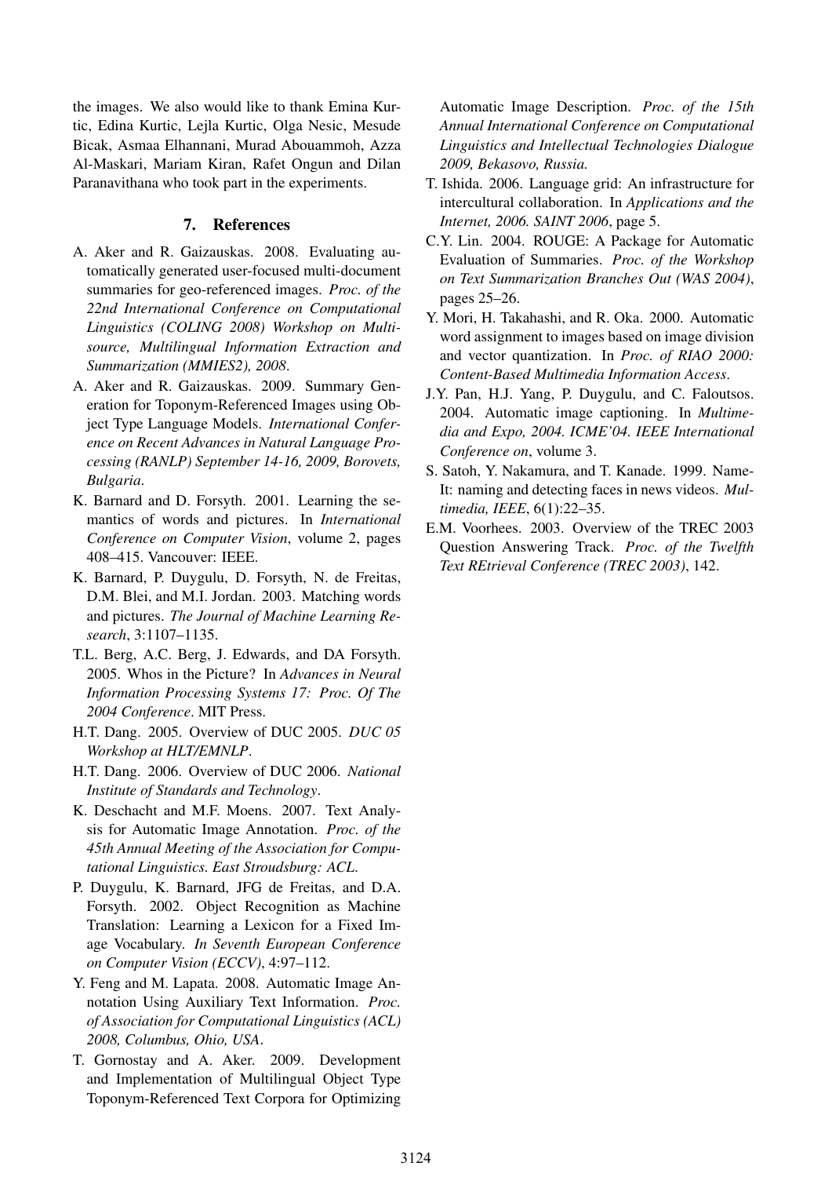the images. We also would like to thank Emina Kurtic, Edina Kurtic, Lejla Kurtic, Olga Nesic, Mesude Bicak, Asmaa Elhannani, Murad Abouammoh, Azza Al-Maskari, Mariam Kiran, Rafet Ongun and Dilan Paranavithana who took part in the experiments.

## 7. References

A. Aker and R. Gaizauskas. 2008. Evaluating automatically generated user-focused multi-document summaries for geo-referenced images. *Proc. of the 22nd International Conference on Computational Linguistics (COLING 2008) Workshop on Multisource, Multilingual Information Extraction and Summarization (MMIES2), 2008*.

A. Aker and R. Gaizauskas. 2009. Summary Generation for Toponym-Referenced Images using Object Type Language Models. *International Conference on Recent Advances in Natural Language Processing (RANLP) September 14-16, 2009, Borovets, Bulgaria*.

K. Barnard and D. Forsyth. 2001. Learning the semantics of words and pictures. In *International Conference on Computer Vision*, volume 2, pages 408–415. Vancouver: IEEE.

K. Barnard, P. Duygulu, D. Forsyth, N. de Freitas, D.M. Blei, and M.I. Jordan. 2003. Matching words and pictures. *The Journal of Machine Learning Research*, 3:1107–1135.

T.L. Berg, A.C. Berg, J. Edwards, and DA Forsyth. 2005. Whos in the Picture? In *Advances in Neural Information Processing Systems 17: Proc. Of The 2004 Conference*. MIT Press.

H.T. Dang. 2005. Overview of DUC 2005. *DUC 05 Workshop at HLT/EMNLP*.

H.T. Dang. 2006. Overview of DUC 2006. *National Institute of Standards and Technology*.

K. Deschacht and M.F. Moens. 2007. Text Analysis for Automatic Image Annotation. *Proc. of the 45th Annual Meeting of the Association for Computational Linguistics. East Stroudsburg: ACL.*

P. Duygulu, K. Barnard, JFG de Freitas, and D.A. Forsyth. 2002. Object Recognition as Machine Translation: Learning a Lexicon for a Fixed Image Vocabulary. *In Seventh European Conference on Computer Vision (ECCV)*, 4:97–112.

Y. Feng and M. Lapata. 2008. Automatic Image Annotation Using Auxiliary Text Information. *Proc. of Association for Computational Linguistics (ACL) 2008, Columbus, Ohio, USA*.

T. Gornostay and A. Aker. 2009. Development and Implementation of Multilingual Object Type Toponym-Referenced Text Corpora for Optimizing Automatic Image Description. *Proc. of the 15th Annual International Conference on Computational Linguistics and Intellectual Technologies Dialogue 2009, Bekasovo, Russia.*

T. Ishida. 2006. Language grid: An infrastructure for intercultural collaboration. In *Applications and the Internet, 2006. SAINT 2006*, page 5.

C.Y. Lin. 2004. ROUGE: A Package for Automatic Evaluation of Summaries. *Proc. of the Workshop on Text Summarization Branches Out (WAS 2004)*, pages 25–26.

Y. Mori, H. Takahashi, and R. Oka. 2000. Automatic word assignment to images based on image division and vector quantization. In *Proc. of RIAO 2000: Content-Based Multimedia Information Access*.

J.Y. Pan, H.J. Yang, P. Duygulu, and C. Faloutsos. 2004. Automatic image captioning. In *Multimedia and Expo, 2004. ICME'04. IEEE International Conference on*, volume 3.

S. Satoh, Y. Nakamura, and T. Kanade. 1999. Name-It: naming and detecting faces in news videos. *Multimedia, IEEE*, 6(1):22–35.

E.M. Voorhees. 2003. Overview of the TREC 2003 Question Answering Track. *Proc. of the Twelfth Text REtrieval Conference (TREC 2003)*, 142.